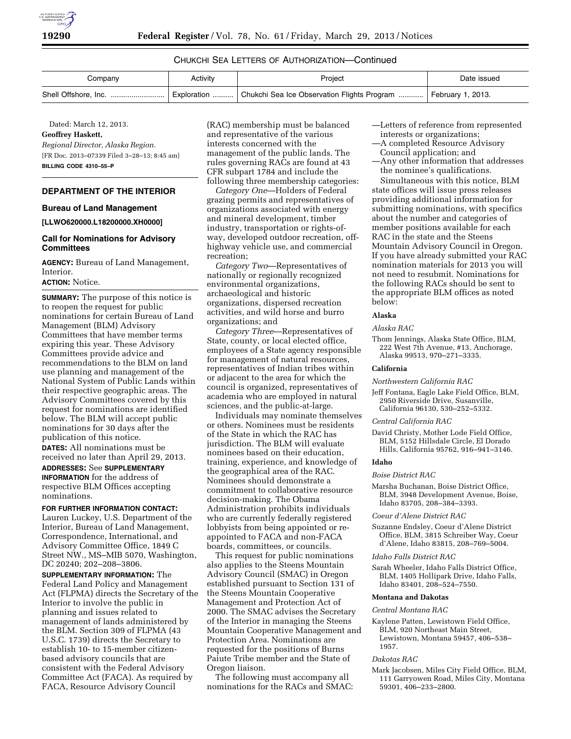CHUKCHI SEA LETTERS OF AUTHORIZATION—Continued

| Company | Activity | Project | Date issued |
| --- | --- | --- | --- |
| Shell Offshore, Inc. | Exploration | Chukchi Sea Ice Observation Flights Program | February 1, 2013. |

Dated: March 12, 2013.

**Geoffrey Haskett,**

*Regional Director, Alaska Region.*

[FR Doc. 2013–07339 Filed 3–28–13; 8:45 am]

**BILLING CODE 4310–55–P**

## DEPARTMENT OF THE INTERIOR

### Bureau of Land Management

**[LLWO620000.L18200000.XH0000]**

### Call for Nominations for Advisory Committees

**AGENCY:** Bureau of Land Management, Interior.

**ACTION:** Notice.

**SUMMARY:** The purpose of this notice is to reopen the request for public nominations for certain Bureau of Land Management (BLM) Advisory Committees that have member terms expiring this year. These Advisory Committees provide advice and recommendations to the BLM on land use planning and management of the National System of Public Lands within their respective geographic areas. The Advisory Committees covered by this request for nominations are identified below. The BLM will accept public nominations for 30 days after the publication of this notice.

**DATES:** All nominations must be received no later than April 29, 2013.

**ADDRESSES:** See **SUPPLEMENTARY INFORMATION** for the address of respective BLM Offices accepting nominations.

**FOR FURTHER INFORMATION CONTACT:** Lauren Luckey, U.S. Department of the Interior, Bureau of Land Management, Correspondence, International, and Advisory Committee Office, 1849 C Street NW., MS–MIB 5070, Washington, DC 20240; 202–208–3806.

**SUPPLEMENTARY INFORMATION:** The Federal Land Policy and Management Act (FLPMA) directs the Secretary of the Interior to involve the public in planning and issues related to management of lands administered by the BLM. Section 309 of FLPMA (43 U.S.C. 1739) directs the Secretary to establish 10- to 15-member citizen-based advisory councils that are consistent with the Federal Advisory Committee Act (FACA). As required by FACA, Resource Advisory Council (RAC) membership must be balanced and representative of the various interests concerned with the management of the public lands. The rules governing RACs are found at 43 CFR subpart 1784 and include the following three membership categories:

*Category One*—Holders of Federal grazing permits and representatives of organizations associated with energy and mineral development, timber industry, transportation or rights-of-way, developed outdoor recreation, off-highway vehicle use, and commercial recreation;

*Category Two*—Representatives of nationally or regionally recognized environmental organizations, archaeological and historic organizations, dispersed recreation activities, and wild horse and burro organizations; and

*Category Three*—Representatives of State, county, or local elected office, employees of a State agency responsible for management of natural resources, representatives of Indian tribes within or adjacent to the area for which the council is organized, representatives of academia who are employed in natural sciences, and the public-at-large.

Individuals may nominate themselves or others. Nominees must be residents of the State in which the RAC has jurisdiction. The BLM will evaluate nominees based on their education, training, experience, and knowledge of the geographical area of the RAC. Nominees should demonstrate a commitment to collaborative resource decision-making. The Obama Administration prohibits individuals who are currently federally registered lobbyists from being appointed or re-appointed to FACA and non-FACA boards, committees, or councils.

This request for public nominations also applies to the Steens Mountain Advisory Council (SMAC) in Oregon established pursuant to Section 131 of the Steens Mountain Cooperative Management and Protection Act of 2000. The SMAC advises the Secretary of the Interior in managing the Steens Mountain Cooperative Management and Protection Area. Nominations are requested for the positions of Burns Paiute Tribe member and the State of Oregon liaison.

The following must accompany all nominations for the RACs and SMAC:

—Letters of reference from represented interests or organizations;
—A completed Resource Advisory Council application; and
—Any other information that addresses the nominee's qualifications.

Simultaneous with this notice, BLM state offices will issue press releases providing additional information for submitting nominations, with specifics about the number and categories of member positions available for each RAC in the state and the Steens Mountain Advisory Council in Oregon. If you have already submitted your RAC nomination materials for 2013 you will not need to resubmit. Nominations for the following RACs should be sent to the appropriate BLM offices as noted below:

**Alaska**

*Alaska RAC*

Thom Jennings, Alaska State Office, BLM, 222 West 7th Avenue, #13, Anchorage, Alaska 99513, 970–271–3335.

**California**

*Northwestern California RAC*

Jeff Fontana, Eagle Lake Field Office, BLM, 2950 Riverside Drive, Susanville, California 96130, 530–252–5332.

*Central California RAC*

David Christy, Mother Lode Field Office, BLM, 5152 Hillsdale Circle, El Dorado Hills, California 95762, 916–941–3146.

**Idaho**

*Boise District RAC*

Marsha Buchanan, Boise District Office, BLM, 3948 Development Avenue, Boise, Idaho 83705, 208–384–3393.

*Coeur d'Alene District RAC*

Suzanne Endsley, Coeur d'Alene District Office, BLM, 3815 Schreiber Way, Coeur d'Alene, Idaho 83815, 208–769–5004.

*Idaho Falls District RAC*

Sarah Wheeler, Idaho Falls District Office, BLM, 1405 Hollipark Drive, Idaho Falls, Idaho 83401, 208–524–7550.

**Montana and Dakotas**

*Central Montana RAC*

Kaylene Patten, Lewistown Field Office, BLM, 920 Northeast Main Street, Lewistown, Montana 59457, 406–538–1957.

*Dakotas RAC*

Mark Jacobsen, Miles City Field Office, BLM, 111 Garryowen Road, Miles City, Montana 59301, 406–233–2800.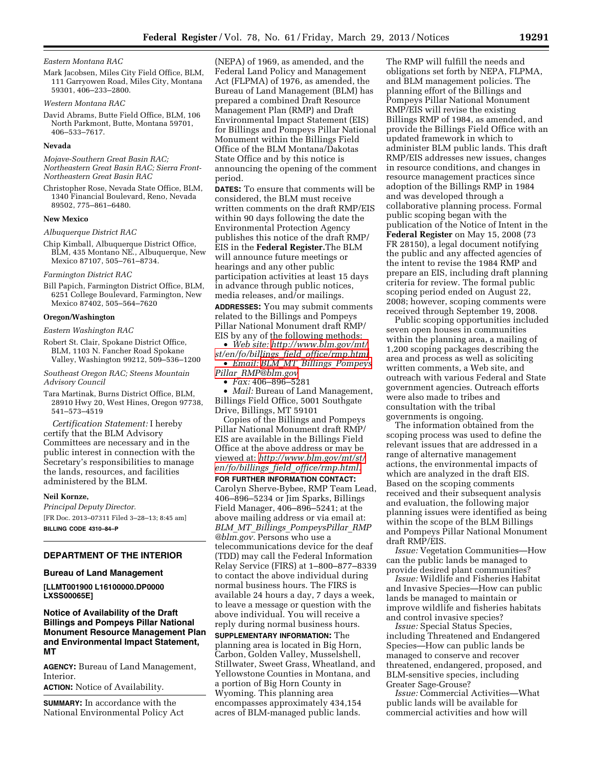*Eastern Montana RAC*

Mark Jacobsen, Miles City Field Office, BLM, 111 Garryowen Road, Miles City, Montana 59301, 406–233–2800.

*Western Montana RAC*

David Abrams, Butte Field Office, BLM, 106 North Parkmont, Butte, Montana 59701, 406–533–7617.

**Nevada**

*Mojave-Southern Great Basin RAC; Northeastern Great Basin RAC; Sierra Front-Northeastern Great Basin RAC*

Christopher Rose, Nevada State Office, BLM, 1340 Financial Boulevard, Reno, Nevada 89502, 775–861–6480.

**New Mexico**

*Albuquerque District RAC*

Chip Kimball, Albuquerque District Office, BLM, 435 Montano NE., Albuquerque, New Mexico 87107, 505–761–8734.

*Farmington District RAC*

Bill Papich, Farmington District Office, BLM, 6251 College Boulevard, Farmington, New Mexico 87402, 505–564–7620

**Oregon/Washington**

*Eastern Washington RAC*

Robert St. Clair, Spokane District Office, BLM, 1103 N. Fancher Road Spokane Valley, Washington 99212, 509–536–1200

*Southeast Oregon RAC; Steens Mountain Advisory Council*

Tara Martinak, Burns District Office, BLM, 28910 Hwy 20, West Hines, Oregon 97738, 541–573–4519

*Certification Statement:* I hereby certify that the BLM Advisory Committees are necessary and in the public interest in connection with the Secretary's responsibilities to manage the lands, resources, and facilities administered by the BLM.

**Neil Kornze,**

*Principal Deputy Director.*

[FR Doc. 2013–07311 Filed 3–28–13; 8:45 am]

**BILLING CODE 4310–84–P**

## DEPARTMENT OF THE INTERIOR

### Bureau of Land Management

**[LLMT001900 L16100000.DP0000 LXSS00065E]**

### Notice of Availability of the Draft Billings and Pompeys Pillar National Monument Resource Management Plan and Environmental Impact Statement, MT

**AGENCY:** Bureau of Land Management, Interior.

**ACTION:** Notice of Availability.

**SUMMARY:** In accordance with the National Environmental Policy Act (NEPA) of 1969, as amended, and the Federal Land Policy and Management Act (FLPMA) of 1976, as amended, the Bureau of Land Management (BLM) has prepared a combined Draft Resource Management Plan (RMP) and Draft Environmental Impact Statement (EIS) for Billings and Pompeys Pillar National Monument within the Billings Field Office of the BLM Montana/Dakotas State Office and by this notice is announcing the opening of the comment period.

**DATES:** To ensure that comments will be considered, the BLM must receive written comments on the draft RMP/EIS within 90 days following the date the Environmental Protection Agency publishes this notice of the draft RMP/EIS in the **Federal Register.** The BLM will announce future meetings or hearings and any other public participation activities at least 15 days in advance through public notices, media releases, and/or mailings.

**ADDRESSES:** You may submit comments related to the Billings and Pompeys Pillar National Monument draft RMP/EIS by any of the following methods:

- *Web site:* http://www.blm.gov/mt/st/en/fo/billings_field_office/rmp.html
- *Email:* BLM_MT_Billings_PompeysPillar_RMP@blm.gov
- *Fax:* 406–896–5281
- *Mail:* Bureau of Land Management, Billings Field Office, 5001 Southgate Drive, Billings, MT 59101

Copies of the Billings and Pompeys Pillar National Monument draft RMP/EIS are available in the Billings Field Office at the above address or may be viewed at: *http://www.blm.gov/mt/st/en/fo/billings_field_office/rmp.html.*

**FOR FURTHER INFORMATION CONTACT:** Carolyn Sherve-Bybee, RMP Team Lead, 406–896–5234 or Jim Sparks, Billings Field Manager, 406–896–5241; at the above mailing address or via email at: *BLM_MT_Billings_PompeysPillar_RMP@blm.gov.* Persons who use a telecommunications device for the deaf (TDD) may call the Federal Information Relay Service (FIRS) at 1–800–877–8339 to contact the above individual during normal business hours. The FIRS is available 24 hours a day, 7 days a week, to leave a message or question with the above individual. You will receive a reply during normal business hours.

**SUPPLEMENTARY INFORMATION:** The planning area is located in Big Horn, Carbon, Golden Valley, Musselshell, Stillwater, Sweet Grass, Wheatland, and Yellowstone Counties in Montana, and a portion of Big Horn County in Wyoming. This planning area encompasses approximately 434,154 acres of BLM-managed public lands.

The RMP will fulfill the needs and obligations set forth by NEPA, FLPMA, and BLM management policies. The planning effort of the Billings and Pompeys Pillar National Monument RMP/EIS will revise the existing Billings RMP of 1984, as amended, and provide the Billings Field Office with an updated framework in which to administer BLM public lands. This draft RMP/EIS addresses new issues, changes in resource conditions, and changes in resource management practices since adoption of the Billings RMP in 1984 and was developed through a collaborative planning process. Formal public scoping began with the publication of the Notice of Intent in the **Federal Register** on May 15, 2008 (73 FR 28150), a legal document notifying the public and any affected agencies of the intent to revise the 1984 RMP and prepare an EIS, including draft planning criteria for review. The formal public scoping period ended on August 22, 2008; however, scoping comments were received through September 19, 2008.

Public scoping opportunities included seven open houses in communities within the planning area, a mailing of 1,200 scoping packages describing the area and process as well as soliciting written comments, a Web site, and outreach with various Federal and State government agencies. Outreach efforts were also made to tribes and consultation with the tribal governments is ongoing.

The information obtained from the scoping process was used to define the relevant issues that are addressed in a range of alternative management actions, the environmental impacts of which are analyzed in the draft EIS. Based on the scoping comments received and their subsequent analysis and evaluation, the following major planning issues were identified as being within the scope of the BLM Billings and Pompeys Pillar National Monument draft RMP/EIS.

*Issue:* Vegetation Communities—How can the public lands be managed to provide desired plant communities?

*Issue:* Wildlife and Fisheries Habitat and Invasive Species—How can public lands be managed to maintain or improve wildlife and fisheries habitats and control invasive species?

*Issue:* Special Status Species, including Threatened and Endangered Species—How can public lands be managed to conserve and recover threatened, endangered, proposed, and BLM-sensitive species, including Greater Sage-Grouse?

*Issue:* Commercial Activities—What public lands will be available for commercial activities and how will